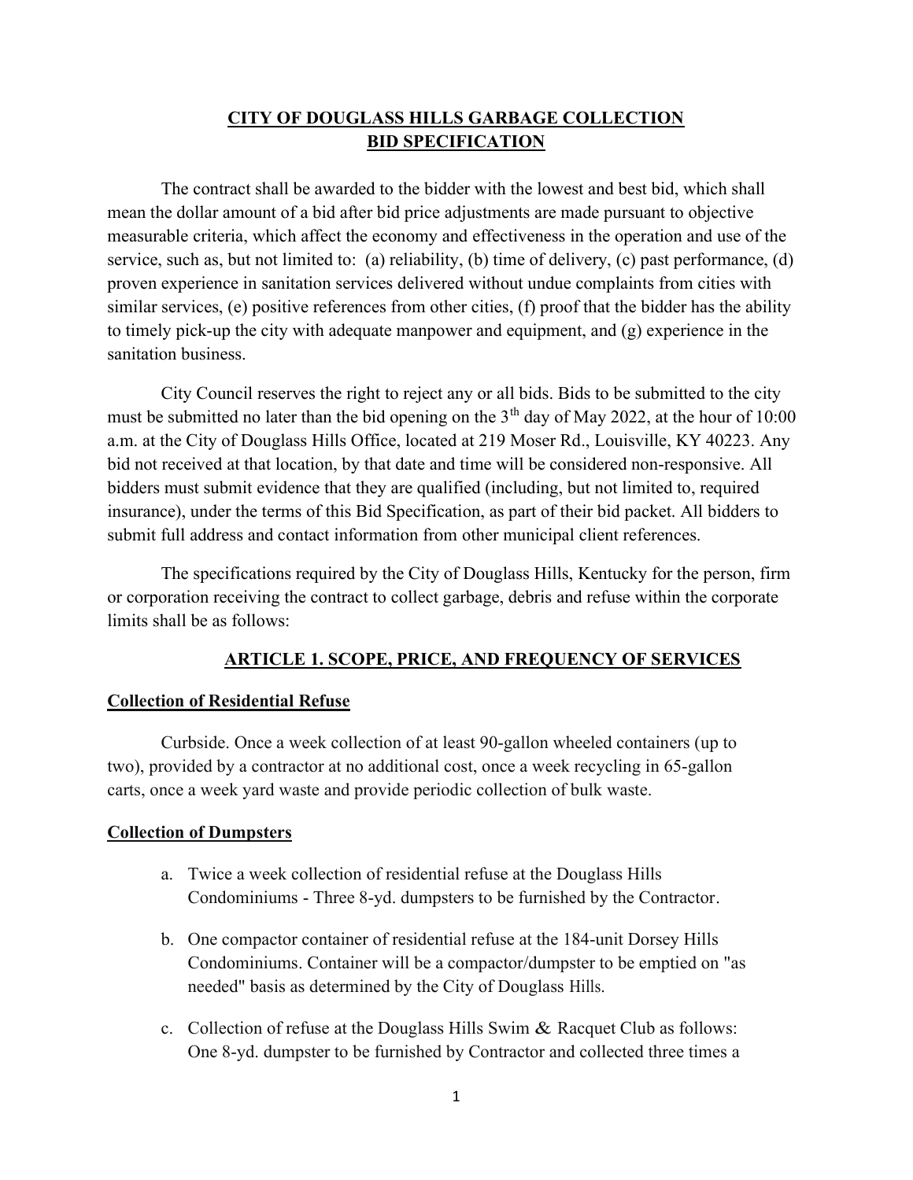# CITY OF DOUGLASS HILLS GARBAGE COLLECTION BID SPECIFICATION

The contract shall be awarded to the bidder with the lowest and best bid, which shall mean the dollar amount of a bid after bid price adjustments are made pursuant to objective measurable criteria, which affect the economy and effectiveness in the operation and use of the service, such as, but not limited to: (a) reliability, (b) time of delivery, (c) past performance, (d) proven experience in sanitation services delivered without undue complaints from cities with similar services, (e) positive references from other cities, (f) proof that the bidder has the ability to timely pick-up the city with adequate manpower and equipment, and (g) experience in the sanitation business.

City Council reserves the right to reject any or all bids. Bids to be submitted to the city must be submitted no later than the bid opening on the 3th day of May 2022, at the hour of 10:00 a.m. at the City of Douglass Hills Office, located at 219 Moser Rd., Louisville, KY 40223. Any bid not received at that location, by that date and time will be considered non-responsive. All bidders must submit evidence that they are qualified (including, but not limited to, required insurance), under the terms of this Bid Specification, as part of their bid packet. All bidders to submit full address and contact information from other municipal client references.

The specifications required by the City of Douglass Hills, Kentucky for the person, firm or corporation receiving the contract to collect garbage, debris and refuse within the corporate limits shall be as follows:

## ARTICLE 1. SCOPE, PRICE, AND FREQUENCY OF SERVICES

### Collection of Residential Refuse

Curbside. Once a week collection of at least 90-gallon wheeled containers (up to two), provided by a contractor at no additional cost, once a week recycling in 65-gallon carts, once a week yard waste and provide periodic collection of bulk waste.

### Collection of Dumpsters

a. Twice a week collection of residential refuse at the Douglass Hills Condominiums - Three 8-yd. dumpsters to be furnished by the Contractor.

b. One compactor container of residential refuse at the 184-unit Dorsey Hills Condominiums. Container will be a compactor/dumpster to be emptied on "as needed" basis as determined by the City of Douglass Hills.

c. Collection of refuse at the Douglass Hills Swim & Racquet Club as follows: One 8-yd. dumpster to be furnished by Contractor and collected three times a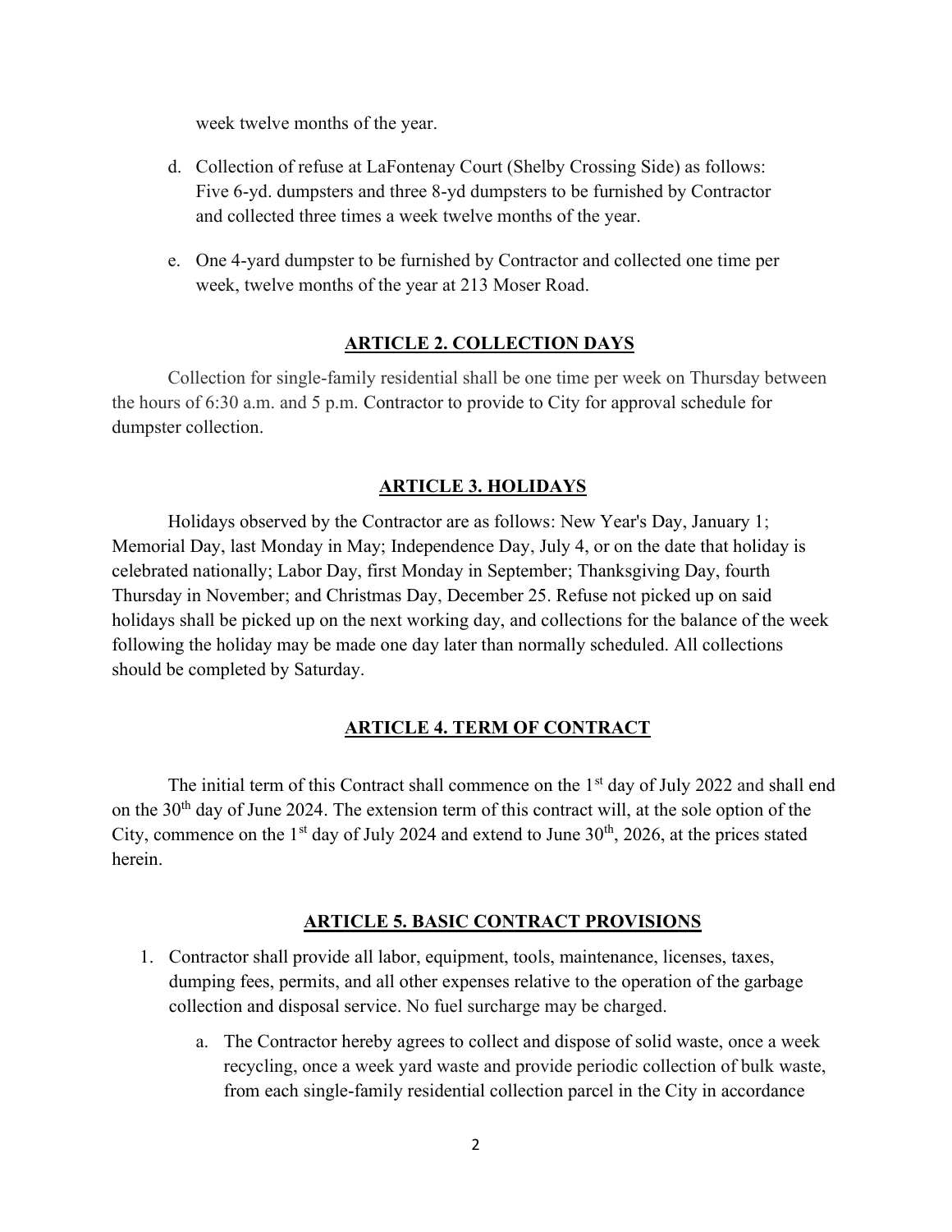week twelve months of the year.

d. Collection of refuse at LaFontenay Court (Shelby Crossing Side) as follows: Five 6-yd. dumpsters and three 8-yd dumpsters to be furnished by Contractor and collected three times a week twelve months of the year.

e. One 4-yard dumpster to be furnished by Contractor and collected one time per week, twelve months of the year at 213 Moser Road.

## ARTICLE 2. COLLECTION DAYS

Collection for single-family residential shall be one time per week on Thursday between the hours of 6:30 a.m. and 5 p.m. Contractor to provide to City for approval schedule for dumpster collection.

## ARTICLE 3. HOLIDAYS

Holidays observed by the Contractor are as follows: New Year's Day, January 1; Memorial Day, last Monday in May; Independence Day, July 4, or on the date that holiday is celebrated nationally; Labor Day, first Monday in September; Thanksgiving Day, fourth Thursday in November; and Christmas Day, December 25. Refuse not picked up on said holidays shall be picked up on the next working day, and collections for the balance of the week following the holiday may be made one day later than normally scheduled. All collections should be completed by Saturday.

## ARTICLE 4. TERM OF CONTRACT

The initial term of this Contract shall commence on the 1st day of July 2022 and shall end on the 30th day of June 2024. The extension term of this contract will, at the sole option of the City, commence on the 1st day of July 2024 and extend to June 30th, 2026, at the prices stated herein.

## ARTICLE 5. BASIC CONTRACT PROVISIONS

1. Contractor shall provide all labor, equipment, tools, maintenance, licenses, taxes, dumping fees, permits, and all other expenses relative to the operation of the garbage collection and disposal service. No fuel surcharge may be charged.

   a. The Contractor hereby agrees to collect and dispose of solid waste, once a week recycling, once a week yard waste and provide periodic collection of bulk waste, from each single-family residential collection parcel in the City in accordance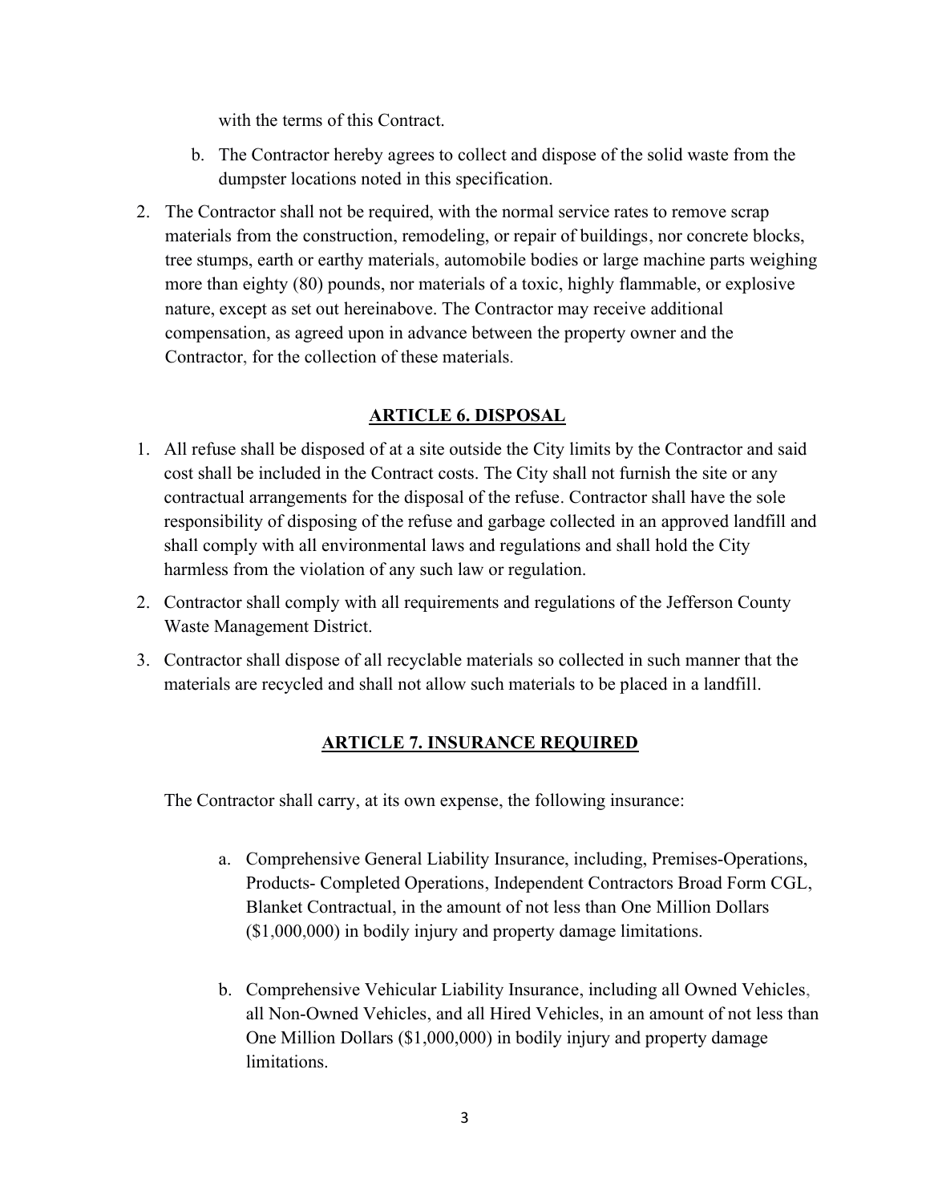with the terms of this Contract.

b. The Contractor hereby agrees to collect and dispose of the solid waste from the dumpster locations noted in this specification.

2. The Contractor shall not be required, with the normal service rates to remove scrap materials from the construction, remodeling, or repair of buildings, nor concrete blocks, tree stumps, earth or earthy materials, automobile bodies or large machine parts weighing more than eighty (80) pounds, nor materials of a toxic, highly flammable, or explosive nature, except as set out hereinabove. The Contractor may receive additional compensation, as agreed upon in advance between the property owner and the Contractor, for the collection of these materials.

## ARTICLE 6. DISPOSAL

1. All refuse shall be disposed of at a site outside the City limits by the Contractor and said cost shall be included in the Contract costs. The City shall not furnish the site or any contractual arrangements for the disposal of the refuse. Contractor shall have the sole responsibility of disposing of the refuse and garbage collected in an approved landfill and shall comply with all environmental laws and regulations and shall hold the City harmless from the violation of any such law or regulation.
2. Contractor shall comply with all requirements and regulations of the Jefferson County Waste Management District.
3. Contractor shall dispose of all recyclable materials so collected in such manner that the materials are recycled and shall not allow such materials to be placed in a landfill.

## ARTICLE 7. INSURANCE REQUIRED

The Contractor shall carry, at its own expense, the following insurance:

a. Comprehensive General Liability Insurance, including, Premises-Operations, Products- Completed Operations, Independent Contractors Broad Form CGL, Blanket Contractual, in the amount of not less than One Million Dollars ($1,000,000) in bodily injury and property damage limitations.

b. Comprehensive Vehicular Liability Insurance, including all Owned Vehicles, all Non-Owned Vehicles, and all Hired Vehicles, in an amount of not less than One Million Dollars ($1,000,000) in bodily injury and property damage limitations.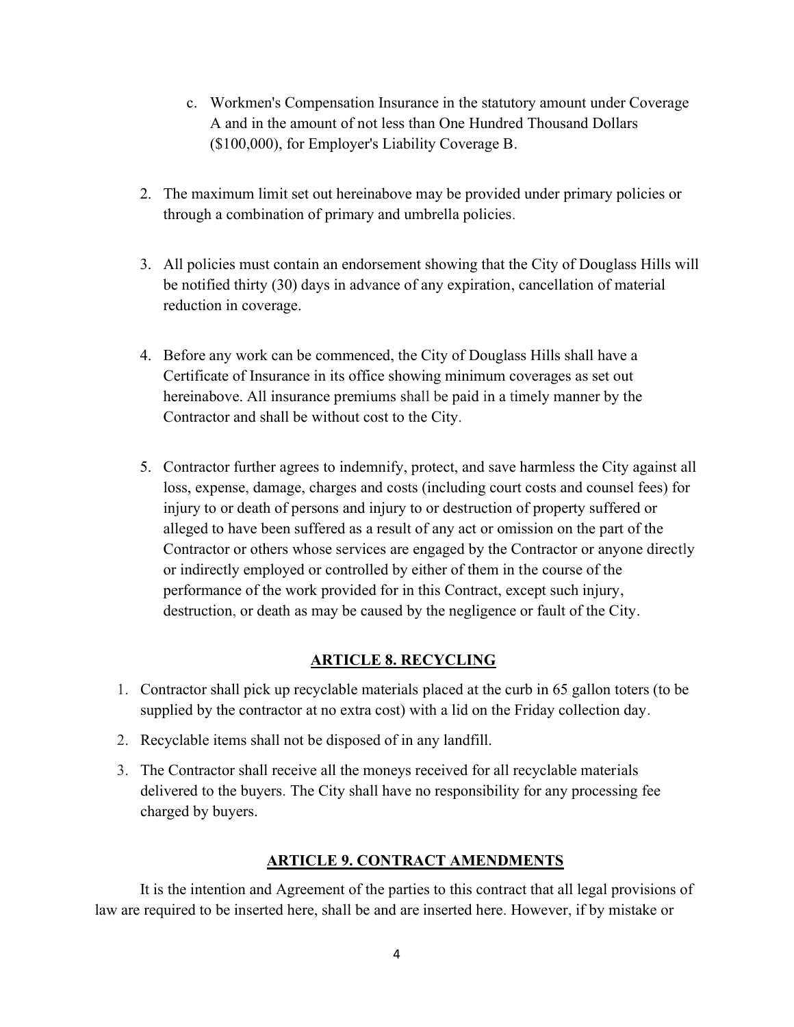c. Workmen's Compensation Insurance in the statutory amount under Coverage A and in the amount of not less than One Hundred Thousand Dollars ($100,000), for Employer's Liability Coverage B.

2. The maximum limit set out hereinabove may be provided under primary policies or through a combination of primary and umbrella policies.

3. All policies must contain an endorsement showing that the City of Douglass Hills will be notified thirty (30) days in advance of any expiration, cancellation of material reduction in coverage.

4. Before any work can be commenced, the City of Douglass Hills shall have a Certificate of Insurance in its office showing minimum coverages as set out hereinabove. All insurance premiums shall be paid in a timely manner by the Contractor and shall be without cost to the City.

5. Contractor further agrees to indemnify, protect, and save harmless the City against all loss, expense, damage, charges and costs (including court costs and counsel fees) for injury to or death of persons and injury to or destruction of property suffered or alleged to have been suffered as a result of any act or omission on the part of the Contractor or others whose services are engaged by the Contractor or anyone directly or indirectly employed or controlled by either of them in the course of the performance of the work provided for in this Contract, except such injury, destruction, or death as may be caused by the negligence or fault of the City.

## ARTICLE 8. RECYCLING

1. Contractor shall pick up recyclable materials placed at the curb in 65 gallon toters (to be supplied by the contractor at no extra cost) with a lid on the Friday collection day.
2. Recyclable items shall not be disposed of in any landfill.
3. The Contractor shall receive all the moneys received for all recyclable materials delivered to the buyers. The City shall have no responsibility for any processing fee charged by buyers.

## ARTICLE 9. CONTRACT AMENDMENTS

It is the intention and Agreement of the parties to this contract that all legal provisions of law are required to be inserted here, shall be and are inserted here. However, if by mistake or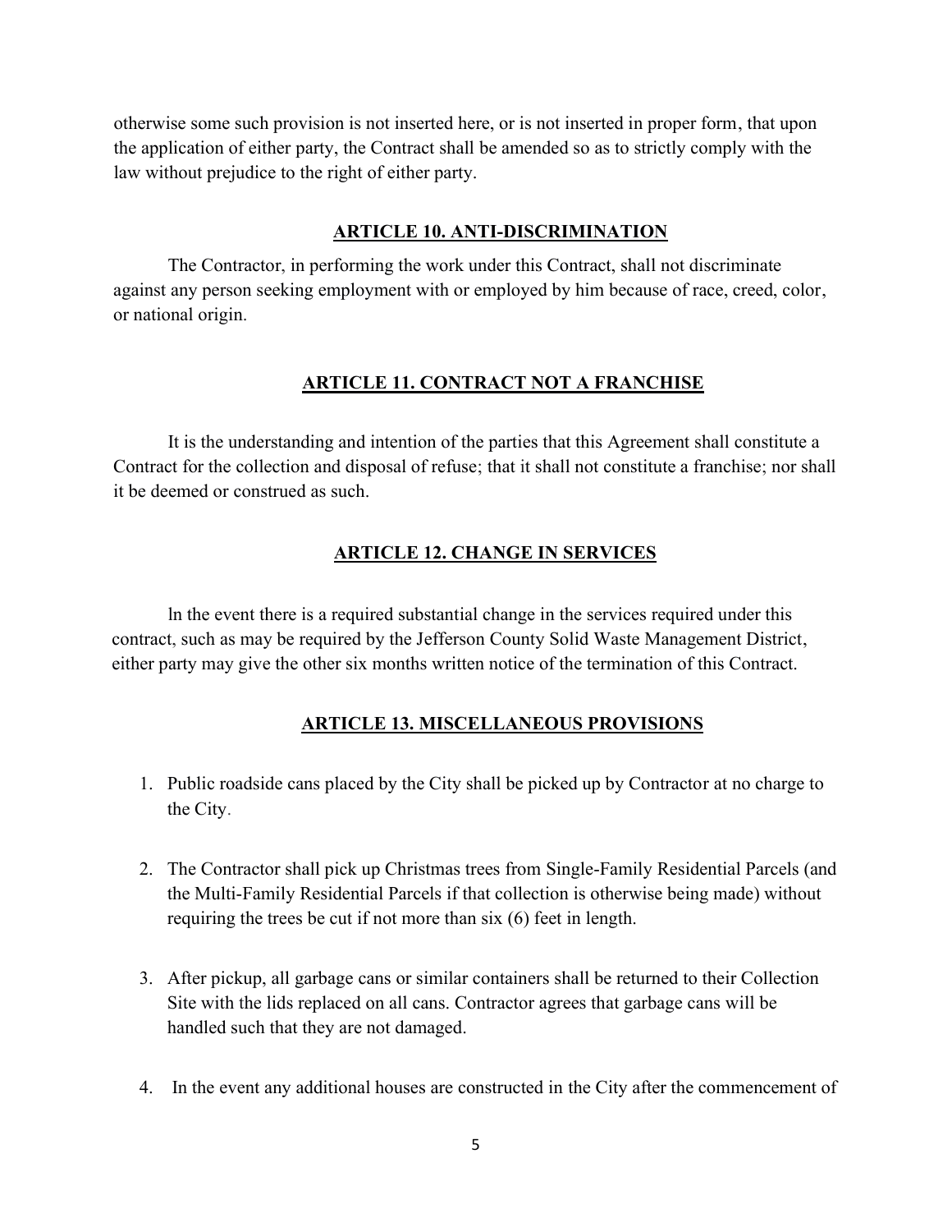otherwise some such provision is not inserted here, or is not inserted in proper form, that upon the application of either party, the Contract shall be amended so as to strictly comply with the law without prejudice to the right of either party.

## ARTICLE 10. ANTI-DISCRIMINATION

The Contractor, in performing the work under this Contract, shall not discriminate against any person seeking employment with or employed by him because of race, creed, color, or national origin.

## ARTICLE 11. CONTRACT NOT A FRANCHISE

It is the understanding and intention of the parties that this Agreement shall constitute a Contract for the collection and disposal of refuse; that it shall not constitute a franchise; nor shall it be deemed or construed as such.

## ARTICLE 12. CHANGE IN SERVICES

ln the event there is a required substantial change in the services required under this contract, such as may be required by the Jefferson County Solid Waste Management District, either party may give the other six months written notice of the termination of this Contract.

## ARTICLE 13. MISCELLANEOUS PROVISIONS

1. Public roadside cans placed by the City shall be picked up by Contractor at no charge to the City.

2. The Contractor shall pick up Christmas trees from Single-Family Residential Parcels (and the Multi-Family Residential Parcels if that collection is otherwise being made) without requiring the trees be cut if not more than six (6) feet in length.

3. After pickup, all garbage cans or similar containers shall be returned to their Collection Site with the lids replaced on all cans. Contractor agrees that garbage cans will be handled such that they are not damaged.

4. In the event any additional houses are constructed in the City after the commencement of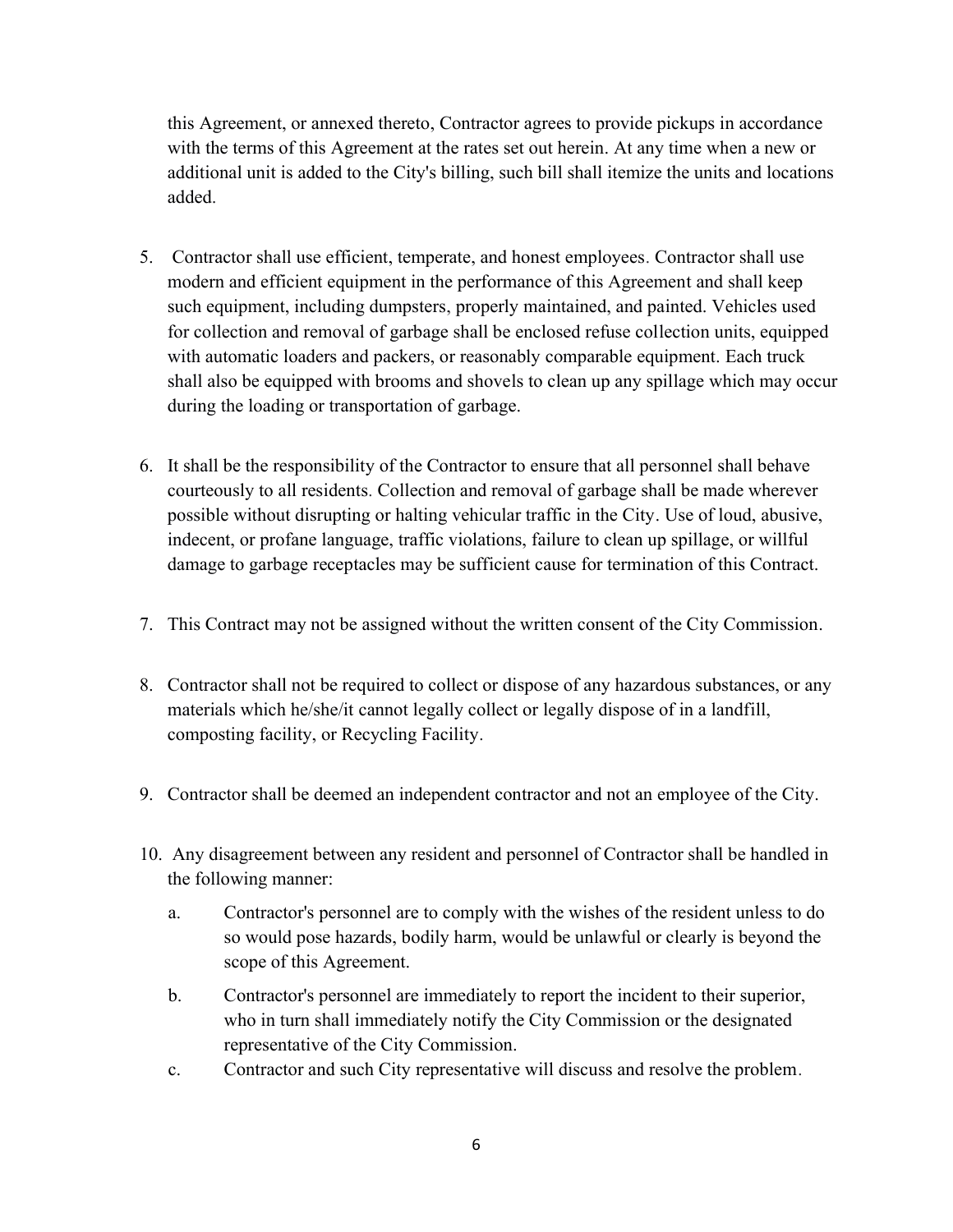this Agreement, or annexed thereto, Contractor agrees to provide pickups in accordance with the terms of this Agreement at the rates set out herein. At any time when a new or additional unit is added to the City's billing, such bill shall itemize the units and locations added.

5. Contractor shall use efficient, temperate, and honest employees. Contractor shall use modern and efficient equipment in the performance of this Agreement and shall keep such equipment, including dumpsters, properly maintained, and painted. Vehicles used for collection and removal of garbage shall be enclosed refuse collection units, equipped with automatic loaders and packers, or reasonably comparable equipment. Each truck shall also be equipped with brooms and shovels to clean up any spillage which may occur during the loading or transportation of garbage.

6. It shall be the responsibility of the Contractor to ensure that all personnel shall behave courteously to all residents. Collection and removal of garbage shall be made wherever possible without disrupting or halting vehicular traffic in the City. Use of loud, abusive, indecent, or profane language, traffic violations, failure to clean up spillage, or willful damage to garbage receptacles may be sufficient cause for termination of this Contract.

7. This Contract may not be assigned without the written consent of the City Commission.

8. Contractor shall not be required to collect or dispose of any hazardous substances, or any materials which he/she/it cannot legally collect or legally dispose of in a landfill, composting facility, or Recycling Facility.

9. Contractor shall be deemed an independent contractor and not an employee of the City.

10. Any disagreement between any resident and personnel of Contractor shall be handled in the following manner:

    a. Contractor's personnel are to comply with the wishes of the resident unless to do so would pose hazards, bodily harm, would be unlawful or clearly is beyond the scope of this Agreement.

    b. Contractor's personnel are immediately to report the incident to their superior, who in turn shall immediately notify the City Commission or the designated representative of the City Commission.

    c. Contractor and such City representative will discuss and resolve the problem.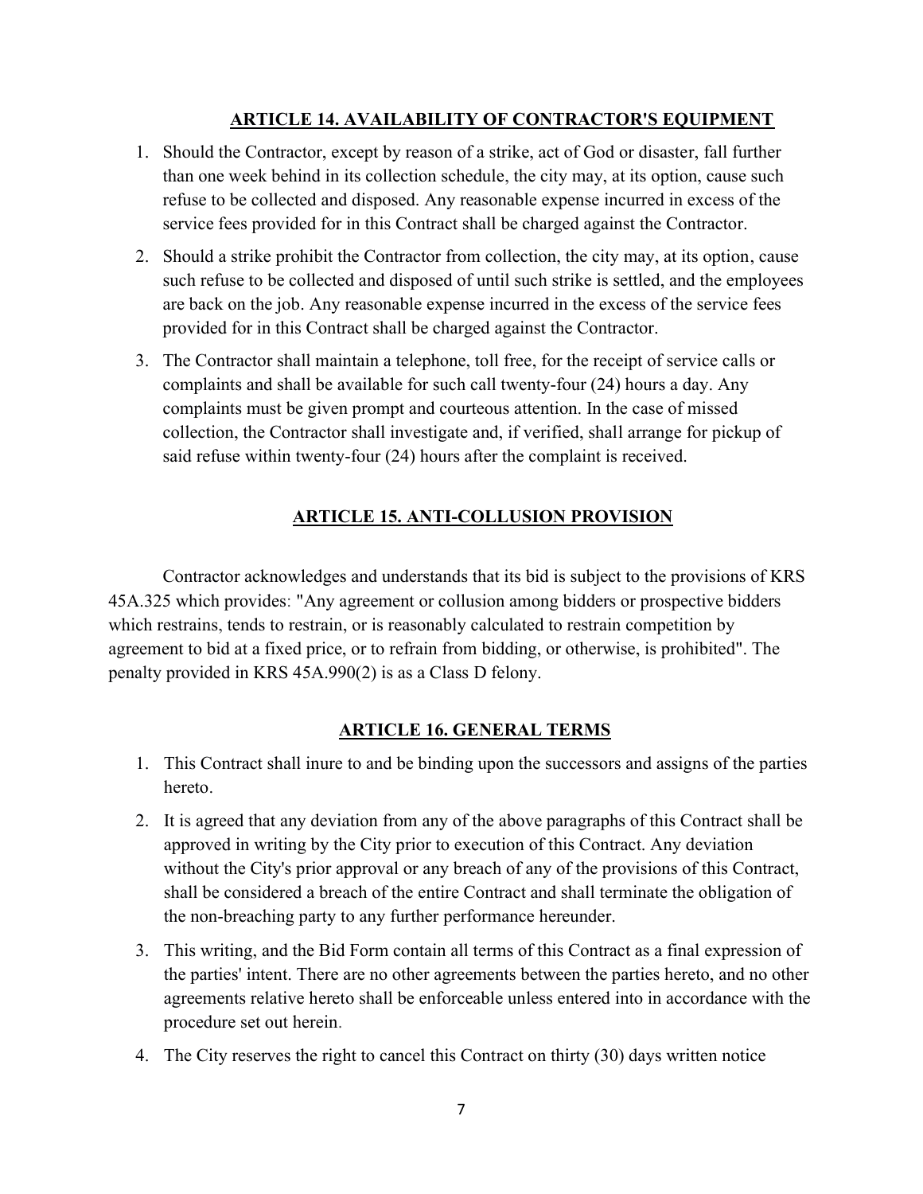## ARTICLE 14. AVAILABILITY OF CONTRACTOR'S EQUIPMENT

1. Should the Contractor, except by reason of a strike, act of God or disaster, fall further than one week behind in its collection schedule, the city may, at its option, cause such refuse to be collected and disposed. Any reasonable expense incurred in excess of the service fees provided for in this Contract shall be charged against the Contractor.
2. Should a strike prohibit the Contractor from collection, the city may, at its option, cause such refuse to be collected and disposed of until such strike is settled, and the employees are back on the job. Any reasonable expense incurred in the excess of the service fees provided for in this Contract shall be charged against the Contractor.
3. The Contractor shall maintain a telephone, toll free, for the receipt of service calls or complaints and shall be available for such call twenty-four (24) hours a day. Any complaints must be given prompt and courteous attention. In the case of missed collection, the Contractor shall investigate and, if verified, shall arrange for pickup of said refuse within twenty-four (24) hours after the complaint is received.

## ARTICLE 15. ANTI-COLLUSION PROVISION

Contractor acknowledges and understands that its bid is subject to the provisions of KRS 45A.325 which provides: "Any agreement or collusion among bidders or prospective bidders which restrains, tends to restrain, or is reasonably calculated to restrain competition by agreement to bid at a fixed price, or to refrain from bidding, or otherwise, is prohibited". The penalty provided in KRS 45A.990(2) is as a Class D felony.

## ARTICLE 16. GENERAL TERMS

1. This Contract shall inure to and be binding upon the successors and assigns of the parties hereto.
2. It is agreed that any deviation from any of the above paragraphs of this Contract shall be approved in writing by the City prior to execution of this Contract. Any deviation without the City's prior approval or any breach of any of the provisions of this Contract, shall be considered a breach of the entire Contract and shall terminate the obligation of the non-breaching party to any further performance hereunder.
3. This writing, and the Bid Form contain all terms of this Contract as a final expression of the parties' intent. There are no other agreements between the parties hereto, and no other agreements relative hereto shall be enforceable unless entered into in accordance with the procedure set out herein.
4. The City reserves the right to cancel this Contract on thirty (30) days written notice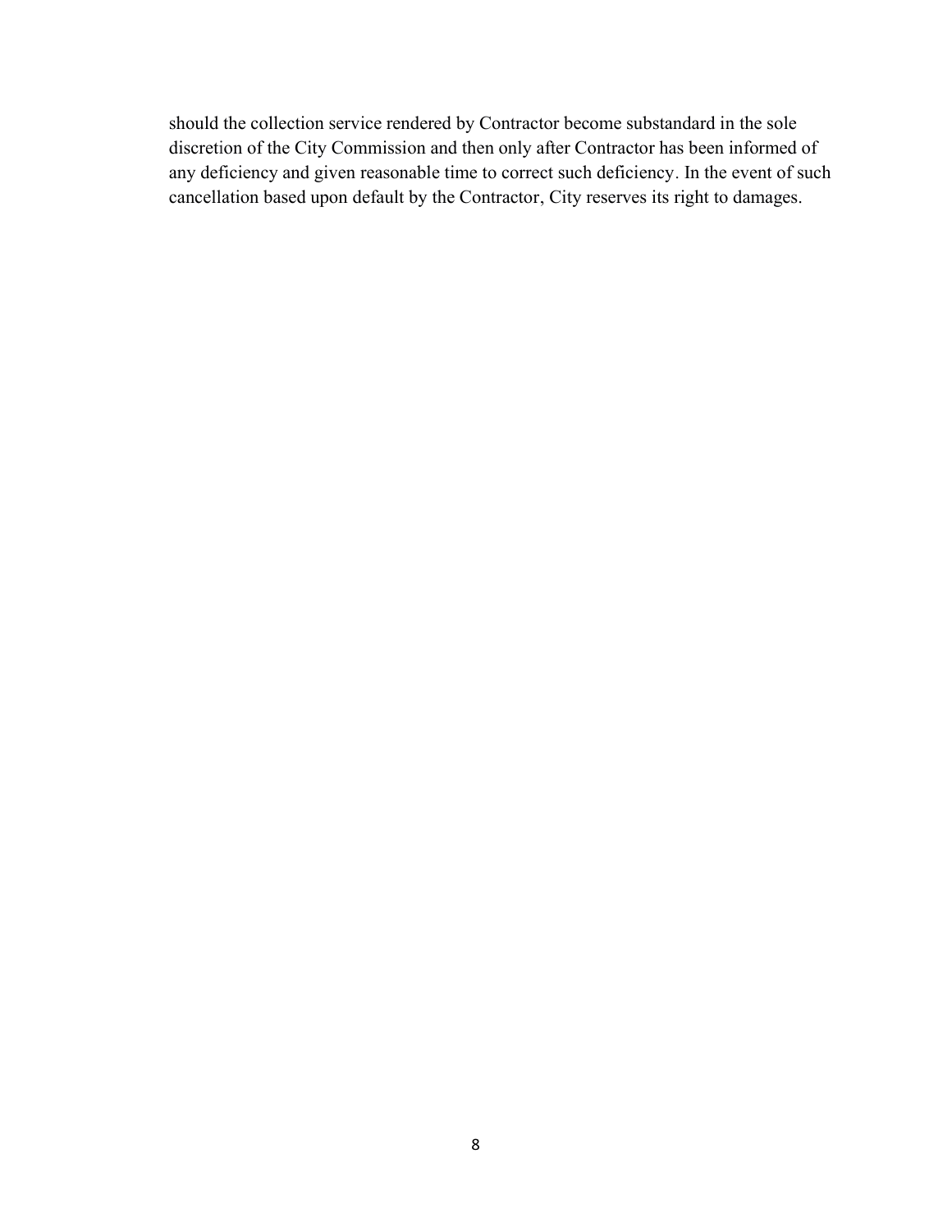should the collection service rendered by Contractor become substandard in the sole discretion of the City Commission and then only after Contractor has been informed of any deficiency and given reasonable time to correct such deficiency. In the event of such cancellation based upon default by the Contractor, City reserves its right to damages.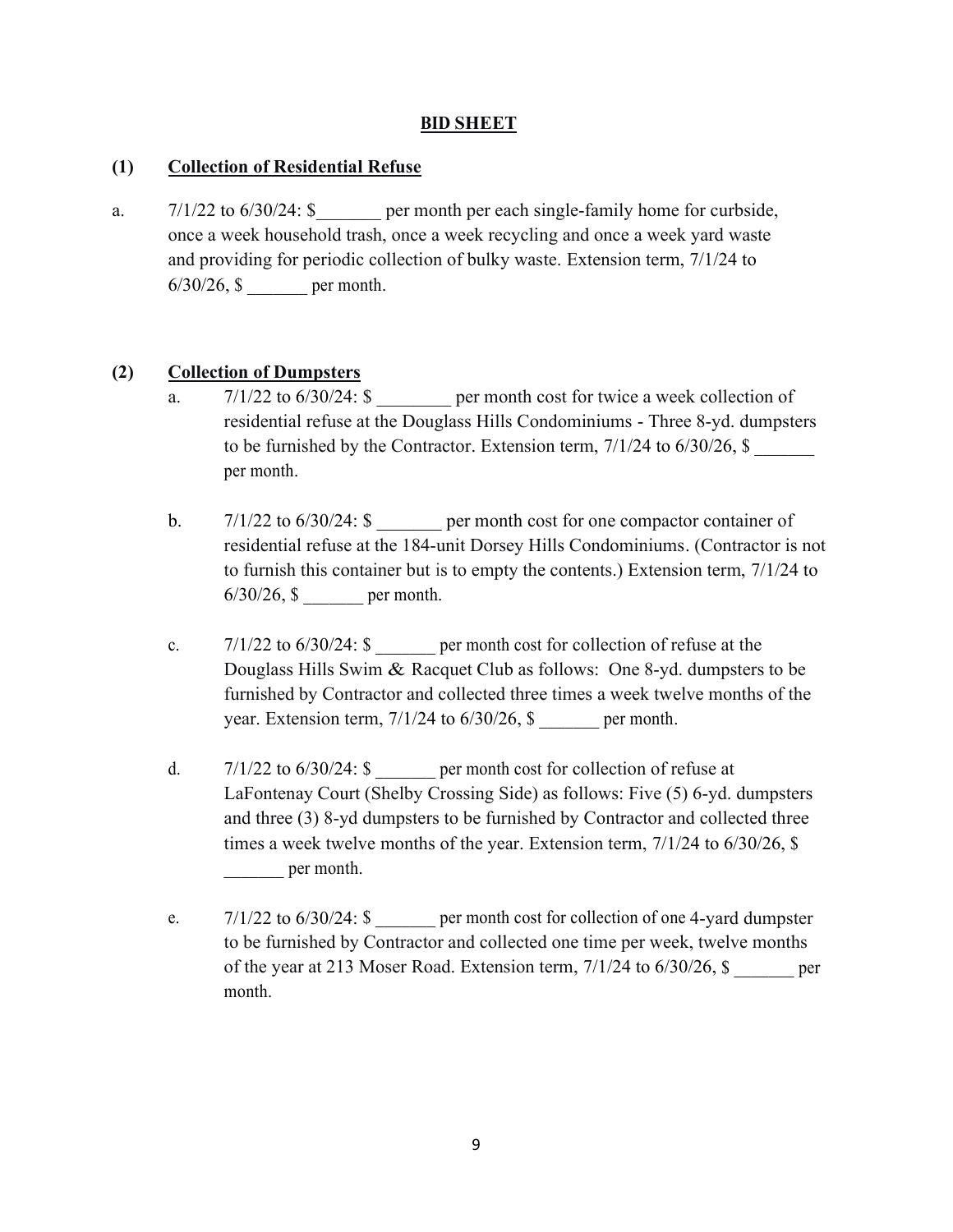## BID SHEET

### (1) Collection of Residential Refuse

a. 7/1/22 to 6/30/24: $_______ per month per each single-family home for curbside, once a week household trash, once a week recycling and once a week yard waste and providing for periodic collection of bulky waste. Extension term, 7/1/24 to 6/30/26, $ _______ per month.

### (2) Collection of Dumpsters

a. 7/1/22 to 6/30/24: $ ________ per month cost for twice a week collection of residential refuse at the Douglass Hills Condominiums - Three 8-yd. dumpsters to be furnished by the Contractor. Extension term, 7/1/24 to 6/30/26, $ _______ per month.

b. 7/1/22 to 6/30/24: $ _______ per month cost for one compactor container of residential refuse at the 184-unit Dorsey Hills Condominiums. (Contractor is not to furnish this container but is to empty the contents.) Extension term, 7/1/24 to 6/30/26, $ _______ per month.

c. 7/1/22 to 6/30/24: $ _______ per month cost for collection of refuse at the Douglass Hills Swim & Racquet Club as follows: One 8-yd. dumpsters to be furnished by Contractor and collected three times a week twelve months of the year. Extension term, 7/1/24 to 6/30/26, $ _______ per month.

d. 7/1/22 to 6/30/24: $ _______ per month cost for collection of refuse at LaFontenay Court (Shelby Crossing Side) as follows: Five (5) 6-yd. dumpsters and three (3) 8-yd dumpsters to be furnished by Contractor and collected three times a week twelve months of the year. Extension term, 7/1/24 to 6/30/26, $ _______ per month.

e. 7/1/22 to 6/30/24: $ _______ per month cost for collection of one 4-yard dumpster to be furnished by Contractor and collected one time per week, twelve months of the year at 213 Moser Road. Extension term, 7/1/24 to 6/30/26, $ _______ per month.